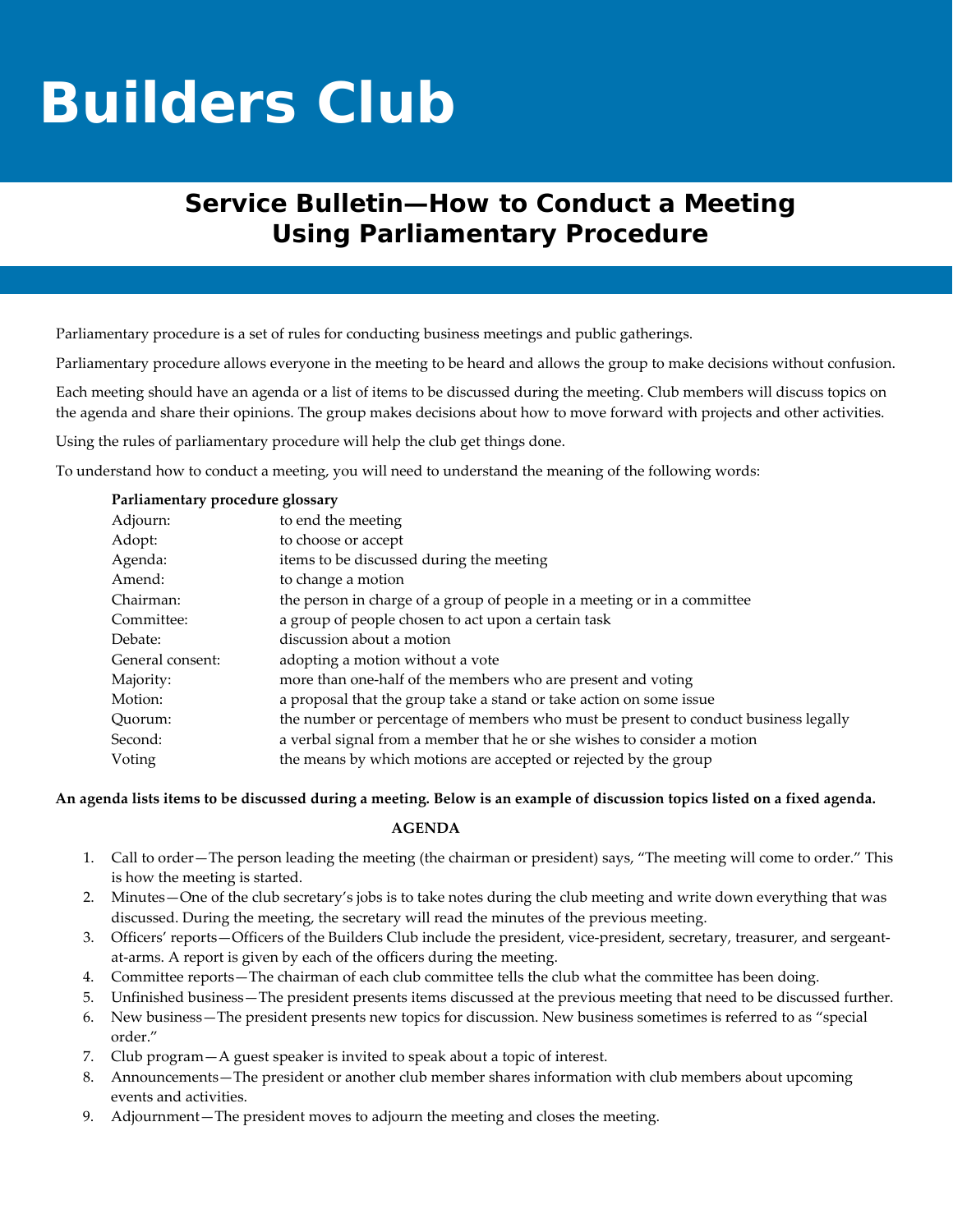# Builders Club

## Service Bulletin—How to Conduct a Meeting Using Parliamentary Procedure

Parliamentary procedure is a set of rules for conducting business meetings and public gatherings.

Parliamentary procedure allows everyone in the meeting to be heard and allows the group to make decisions without confusion.

Each meeting should have an agenda or a list of items to be discussed during the meeting. Club members will discuss topics on the agenda and share their opinions. The group makes decisions about how to move forward with projects and other activities.

Using the rules of parliamentary procedure will help the club get things done.

To understand how to conduct a meeting, you will need to understand the meaning of the following words:

**Parliamentary procedure glossary**

| | |
|---|---|
| Adjourn: | to end the meeting |
| Adopt: | to choose or accept |
| Agenda: | items to be discussed during the meeting |
| Amend: | to change a motion |
| Chairman: | the person in charge of a group of people in a meeting or in a committee |
| Committee: | a group of people chosen to act upon a certain task |
| Debate: | discussion about a motion |
| General consent: | adopting a motion without a vote |
| Majority: | more than one-half of the members who are present and voting |
| Motion: | a proposal that the group take a stand or take action on some issue |
| Quorum: | the number or percentage of members who must be present to conduct business legally |
| Second: | a verbal signal from a member that he or she wishes to consider a motion |
| Voting | the means by which motions are accepted or rejected by the group |

**An agenda lists items to be discussed during a meeting. Below is an example of discussion topics listed on a fixed agenda.**

**AGENDA**

1. Call to order—The person leading the meeting (the chairman or president) says, "The meeting will come to order." This is how the meeting is started.
2. Minutes—One of the club secretary's jobs is to take notes during the club meeting and write down everything that was discussed. During the meeting, the secretary will read the minutes of the previous meeting.
3. Officers' reports—Officers of the Builders Club include the president, vice-president, secretary, treasurer, and sergeant-at-arms. A report is given by each of the officers during the meeting.
4. Committee reports—The chairman of each club committee tells the club what the committee has been doing.
5. Unfinished business—The president presents items discussed at the previous meeting that need to be discussed further.
6. New business—The president presents new topics for discussion. New business sometimes is referred to as "special order."
7. Club program—A guest speaker is invited to speak about a topic of interest.
8. Announcements—The president or another club member shares information with club members about upcoming events and activities.
9. Adjournment—The president moves to adjourn the meeting and closes the meeting.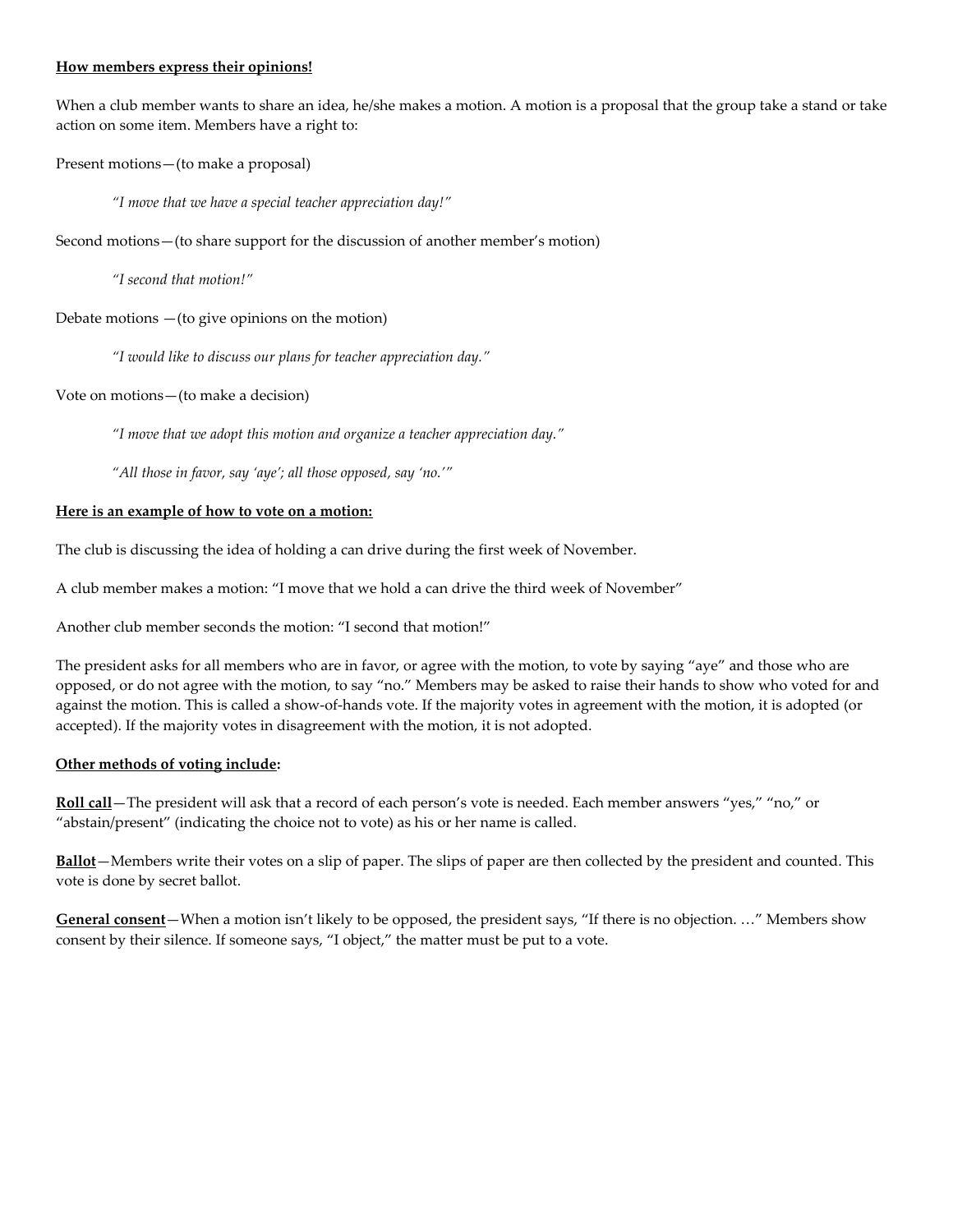**<u>How members express their opinions!</u>**

When a club member wants to share an idea, he/she makes a motion. A motion is a proposal that the group take a stand or take action on some item. Members have a right to:

Present motions—(to make a proposal)

> *"I move that we have a special teacher appreciation day!"*

Second motions—(to share support for the discussion of another member's motion)

> *"I second that motion!"*

Debate motions —(to give opinions on the motion)

> *"I would like to discuss our plans for teacher appreciation day."*

Vote on motions—(to make a decision)

> *"I move that we adopt this motion and organize a teacher appreciation day."*
>
> *"All those in favor, say 'aye'; all those opposed, say 'no.'"*

**<u>Here is an example of how to vote on a motion:</u>**

The club is discussing the idea of holding a can drive during the first week of November.

A club member makes a motion: "I move that we hold a can drive the third week of November"

Another club member seconds the motion: "I second that motion!"

The president asks for all members who are in favor, or agree with the motion, to vote by saying "aye" and those who are opposed, or do not agree with the motion, to say "no." Members may be asked to raise their hands to show who voted for and against the motion. This is called a show-of-hands vote. If the majority votes in agreement with the motion, it is adopted (or accepted). If the majority votes in disagreement with the motion, it is not adopted.

**<u>Other methods of voting include</u>:**

**<u>Roll call</u>**—The president will ask that a record of each person's vote is needed. Each member answers "yes," "no," or "abstain/present" (indicating the choice not to vote) as his or her name is called.

**<u>Ballot</u>**—Members write their votes on a slip of paper. The slips of paper are then collected by the president and counted. This vote is done by secret ballot.

**<u>General consent</u>**—When a motion isn't likely to be opposed, the president says, "If there is no objection. …" Members show consent by their silence. If someone says, "I object," the matter must be put to a vote.